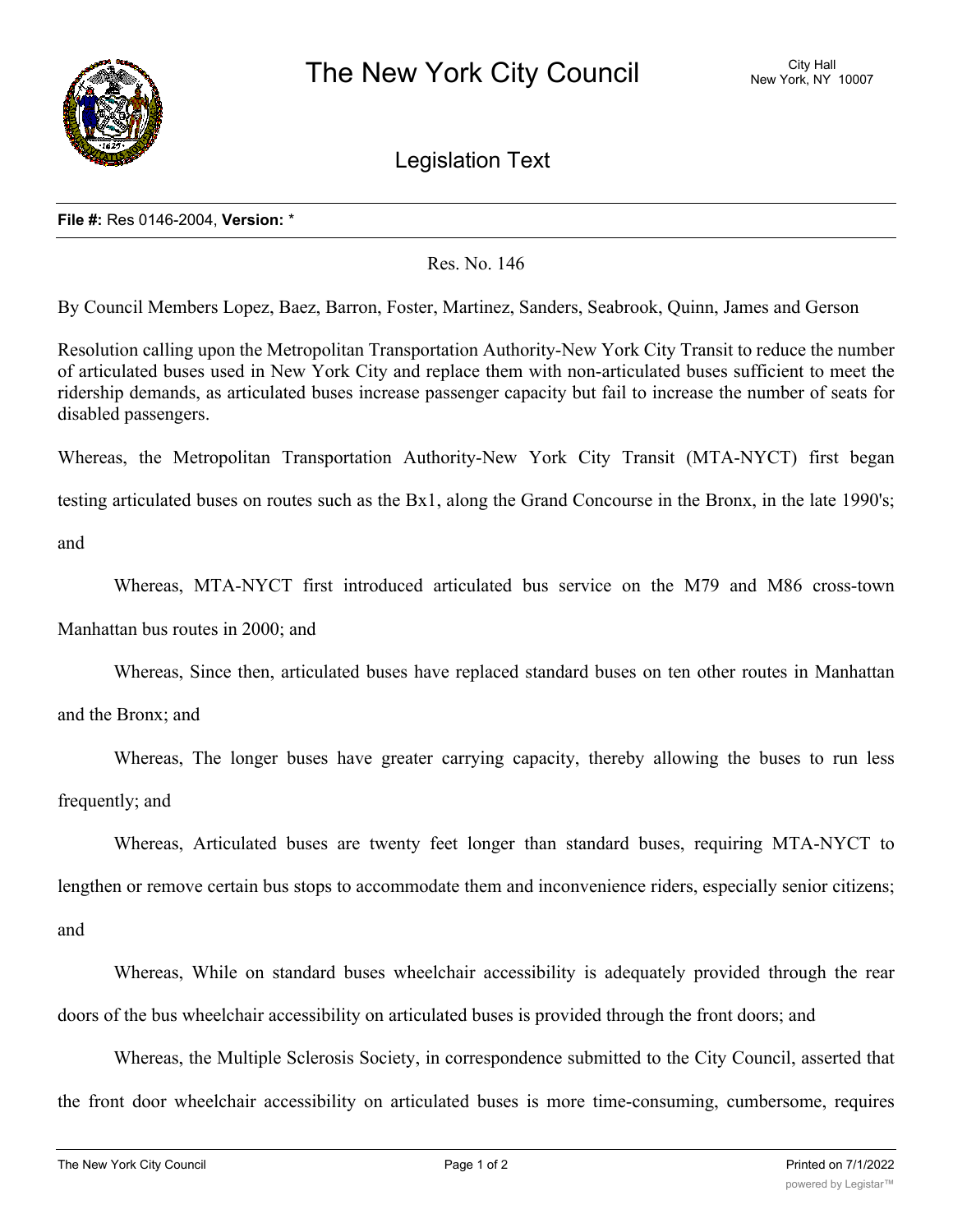# The New York City Council

City Hall
New York, NY 10007

## Legislation Text

**File #:** Res 0146-2004, **Version:** *

Res. No. 146

By Council Members Lopez, Baez, Barron, Foster, Martinez, Sanders, Seabrook, Quinn, James and Gerson

Resolution calling upon the Metropolitan Transportation Authority-New York City Transit to reduce the number of articulated buses used in New York City and replace them with non-articulated buses sufficient to meet the ridership demands, as articulated buses increase passenger capacity but fail to increase the number of seats for disabled passengers.

Whereas, the Metropolitan Transportation Authority-New York City Transit (MTA-NYCT) first began testing articulated buses on routes such as the Bx1, along the Grand Concourse in the Bronx, in the late 1990's; and

Whereas, MTA-NYCT first introduced articulated bus service on the M79 and M86 cross-town Manhattan bus routes in 2000; and

Whereas, Since then, articulated buses have replaced standard buses on ten other routes in Manhattan and the Bronx; and

Whereas, The longer buses have greater carrying capacity, thereby allowing the buses to run less frequently; and

Whereas, Articulated buses are twenty feet longer than standard buses, requiring MTA-NYCT to lengthen or remove certain bus stops to accommodate them and inconvenience riders, especially senior citizens; and

Whereas, While on standard buses wheelchair accessibility is adequately provided through the rear doors of the bus wheelchair accessibility on articulated buses is provided through the front doors; and

Whereas, the Multiple Sclerosis Society, in correspondence submitted to the City Council, asserted that the front door wheelchair accessibility on articulated buses is more time-consuming, cumbersome, requires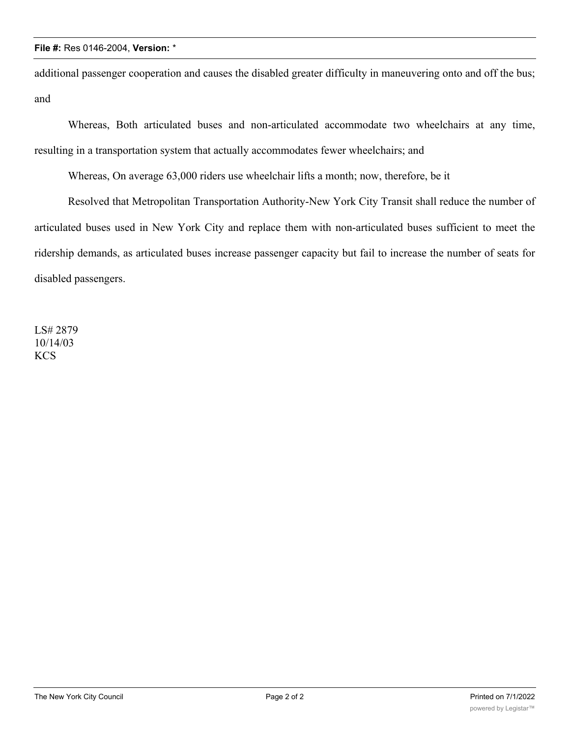additional passenger cooperation and causes the disabled greater difficulty in maneuvering onto and off the bus; and

Whereas, Both articulated buses and non-articulated accommodate two wheelchairs at any time, resulting in a transportation system that actually accommodates fewer wheelchairs; and

Whereas, On average 63,000 riders use wheelchair lifts a month; now, therefore, be it

Resolved that Metropolitan Transportation Authority-New York City Transit shall reduce the number of articulated buses used in New York City and replace them with non-articulated buses sufficient to meet the ridership demands, as articulated buses increase passenger capacity but fail to increase the number of seats for disabled passengers.

LS# 2879
10/14/03
KCS